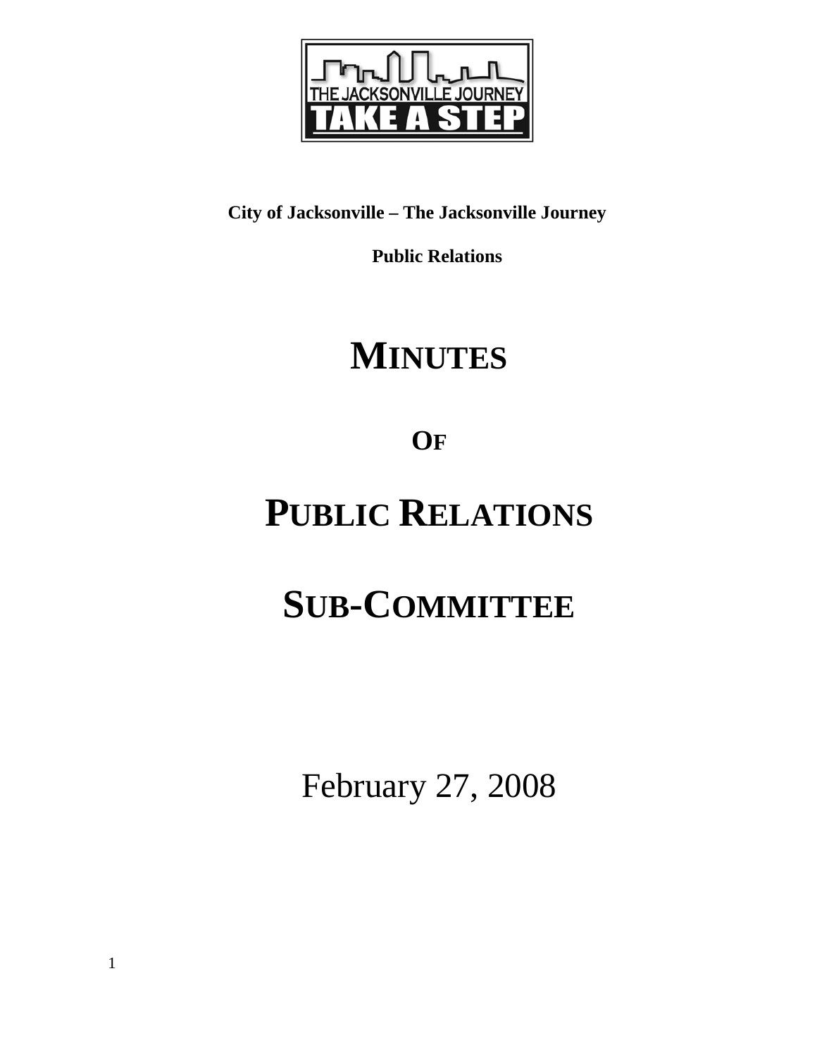**City of Jacksonville – The Jacksonville Journey**

**Public Relations**

# MINUTES

# OF

# PUBLIC RELATIONS

# SUB-COMMITTEE

February 27, 2008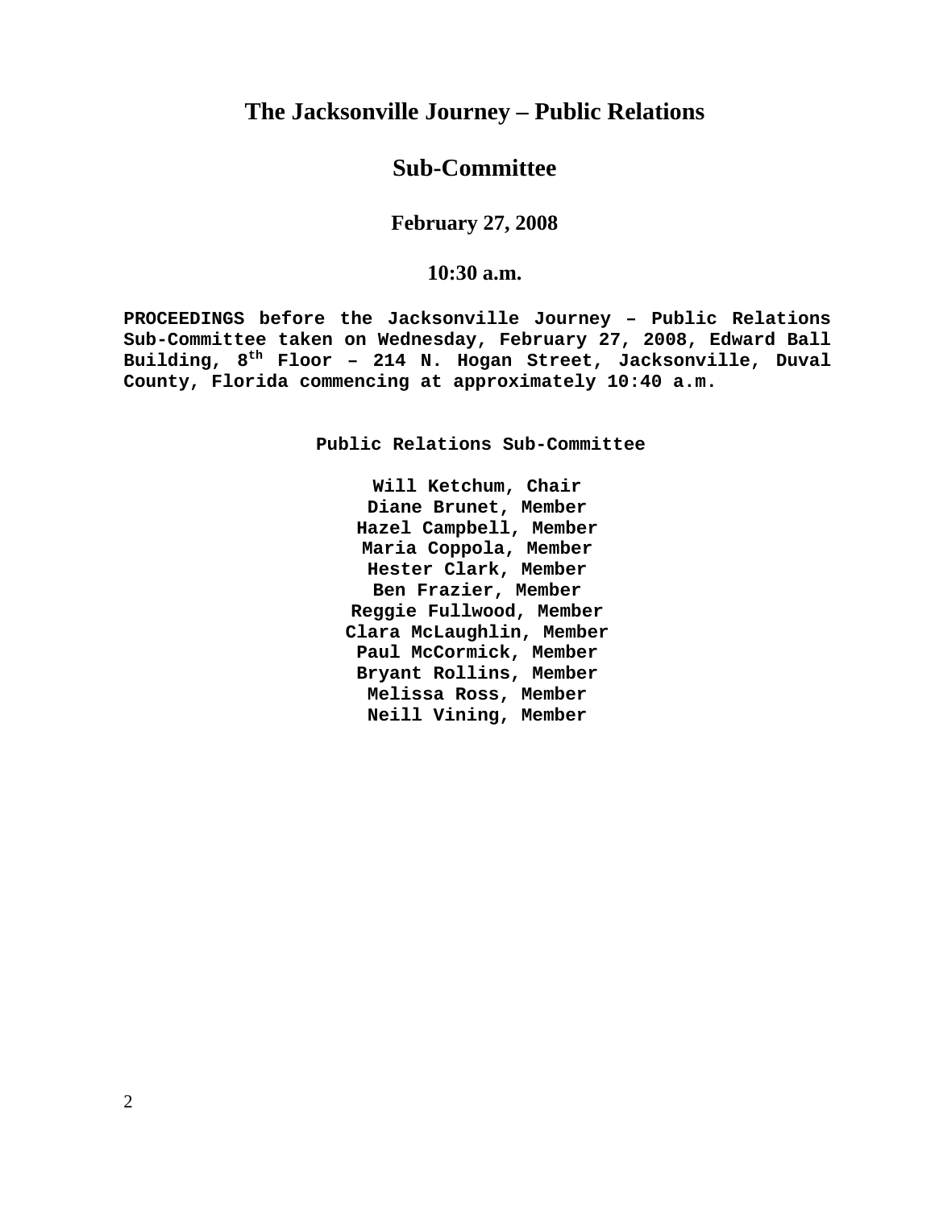# The Jacksonville Journey – Public Relations

# Sub-Committee

### February 27, 2008

### 10:30 a.m.

**PROCEEDINGS before the Jacksonville Journey – Public Relations Sub-Committee taken on Wednesday, February 27, 2008, Edward Ball Building, 8th Floor – 214 N. Hogan Street, Jacksonville, Duval County, Florida commencing at approximately 10:40 a.m.**

**Public Relations Sub-Committee**

**Will Ketchum, Chair**
**Diane Brunet, Member**
**Hazel Campbell, Member**
**Maria Coppola, Member**
**Hester Clark, Member**
**Ben Frazier, Member**
**Reggie Fullwood, Member**
**Clara McLaughlin, Member**
**Paul McCormick, Member**
**Bryant Rollins, Member**
**Melissa Ross, Member**
**Neill Vining, Member**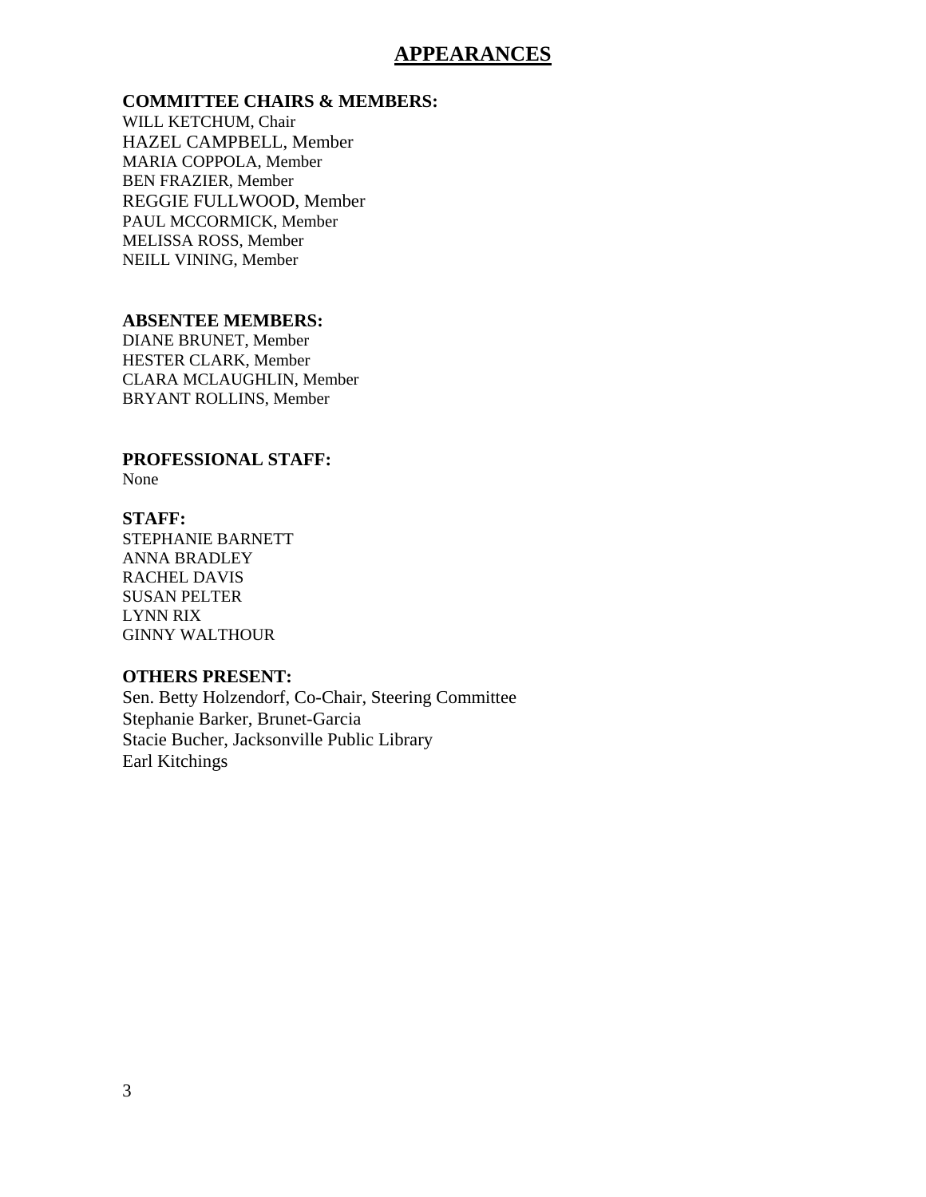# APPEARANCES

**COMMITTEE CHAIRS & MEMBERS:**

WILL KETCHUM, Chair
HAZEL CAMPBELL, Member
MARIA COPPOLA, Member
BEN FRAZIER, Member
REGGIE FULLWOOD, Member
PAUL MCCORMICK, Member
MELISSA ROSS, Member
NEILL VINING, Member

**ABSENTEE MEMBERS:**

DIANE BRUNET, Member
HESTER CLARK, Member
CLARA MCLAUGHLIN, Member
BRYANT ROLLINS, Member

**PROFESSIONAL STAFF:**

None

**STAFF:**

STEPHANIE BARNETT
ANNA BRADLEY
RACHEL DAVIS
SUSAN PELTER
LYNN RIX
GINNY WALTHOUR

**OTHERS PRESENT:**

Sen. Betty Holzendorf, Co-Chair, Steering Committee
Stephanie Barker, Brunet-Garcia
Stacie Bucher, Jacksonville Public Library
Earl Kitchings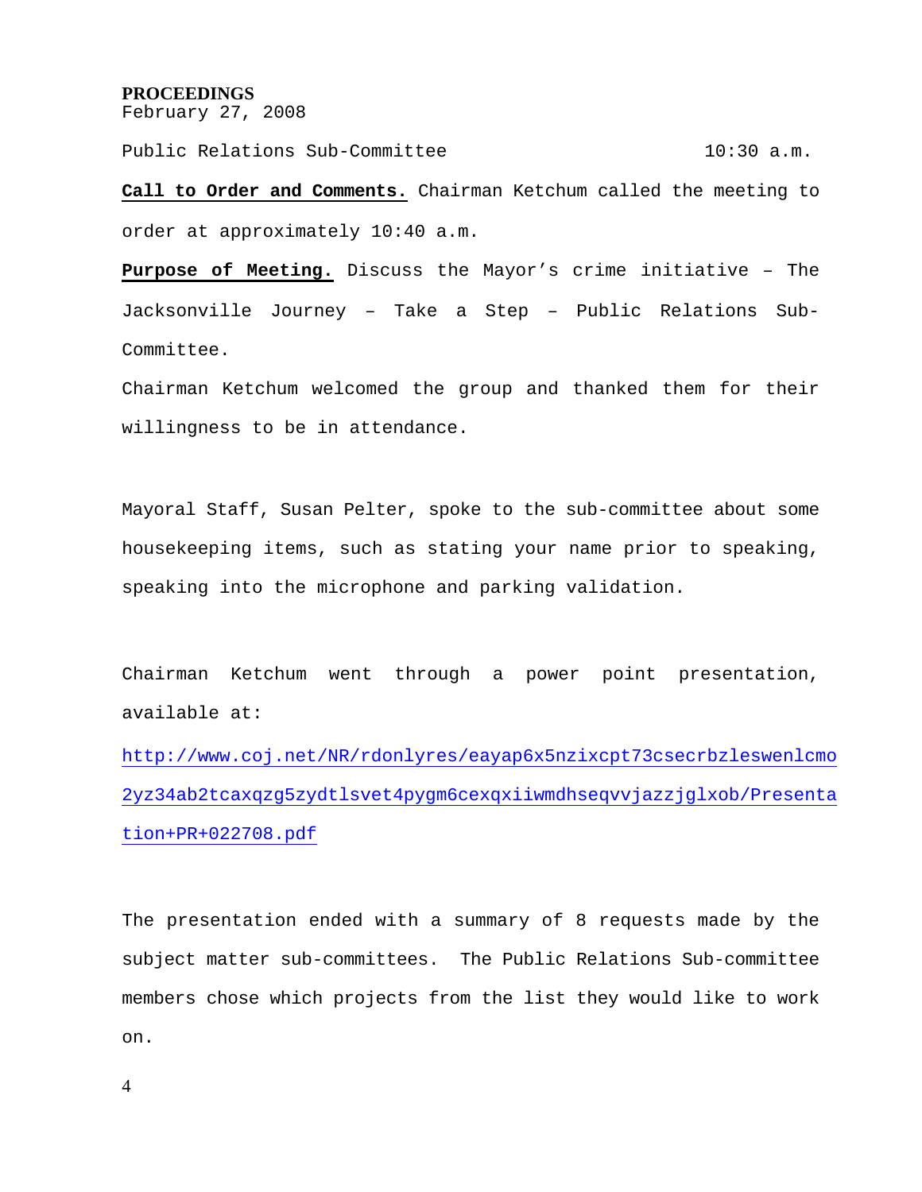**PROCEEDINGS**
February 27, 2008

Public Relations Sub-Committee 10:30 a.m.

**Call to Order and Comments.** Chairman Ketchum called the meeting to order at approximately 10:40 a.m.

**Purpose of Meeting.** Discuss the Mayor's crime initiative – The Jacksonville Journey – Take a Step – Public Relations Sub-Committee.

Chairman Ketchum welcomed the group and thanked them for their willingness to be in attendance.

Mayoral Staff, Susan Pelter, spoke to the sub-committee about some housekeeping items, such as stating your name prior to speaking, speaking into the microphone and parking validation.

Chairman Ketchum went through a power point presentation, available at:

http://www.coj.net/NR/rdonlyres/eayap6x5nzixcpt73csecrbzleswenlcmo2yz34ab2tcaxqzg5zydtlsvet4pygm6cexqxiiwmdhseqvvjazzjglxob/Presentation+PR+022708.pdf

The presentation ended with a summary of 8 requests made by the subject matter sub-committees. The Public Relations Sub-committee members chose which projects from the list they would like to work on.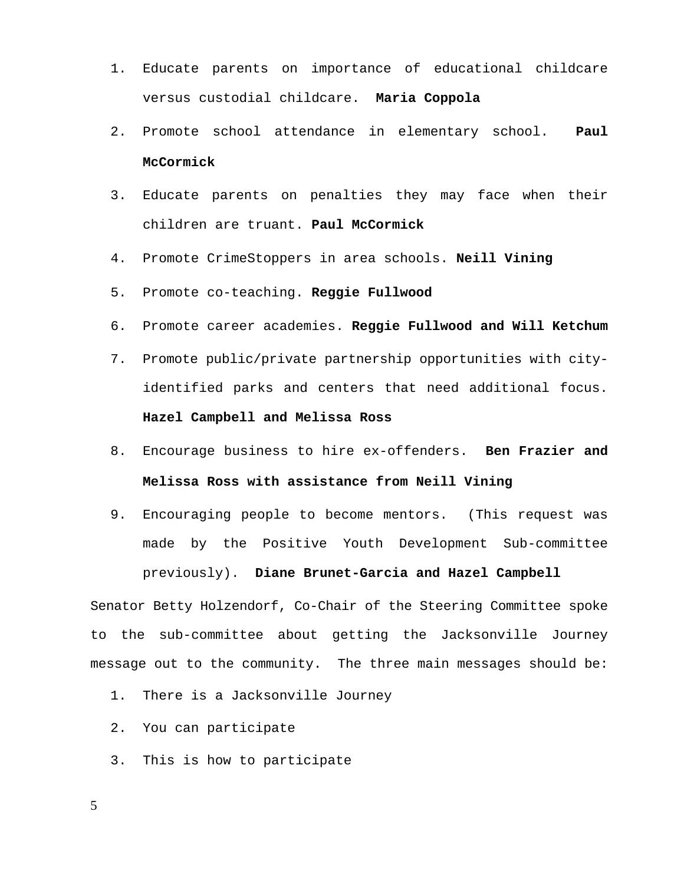1. Educate parents on importance of educational childcare versus custodial childcare. **Maria Coppola**
2. Promote school attendance in elementary school. **Paul McCormick**
3. Educate parents on penalties they may face when their children are truant. **Paul McCormick**
4. Promote CrimeStoppers in area schools. **Neill Vining**
5. Promote co-teaching. **Reggie Fullwood**
6. Promote career academies. **Reggie Fullwood and Will Ketchum**
7. Promote public/private partnership opportunities with city-identified parks and centers that need additional focus. **Hazel Campbell and Melissa Ross**
8. Encourage business to hire ex-offenders. **Ben Frazier and Melissa Ross with assistance from Neill Vining**
9. Encouraging people to become mentors. (This request was made by the Positive Youth Development Sub-committee previously). **Diane Brunet-Garcia and Hazel Campbell**

Senator Betty Holzendorf, Co-Chair of the Steering Committee spoke to the sub-committee about getting the Jacksonville Journey message out to the community. The three main messages should be:

1. There is a Jacksonville Journey
2. You can participate
3. This is how to participate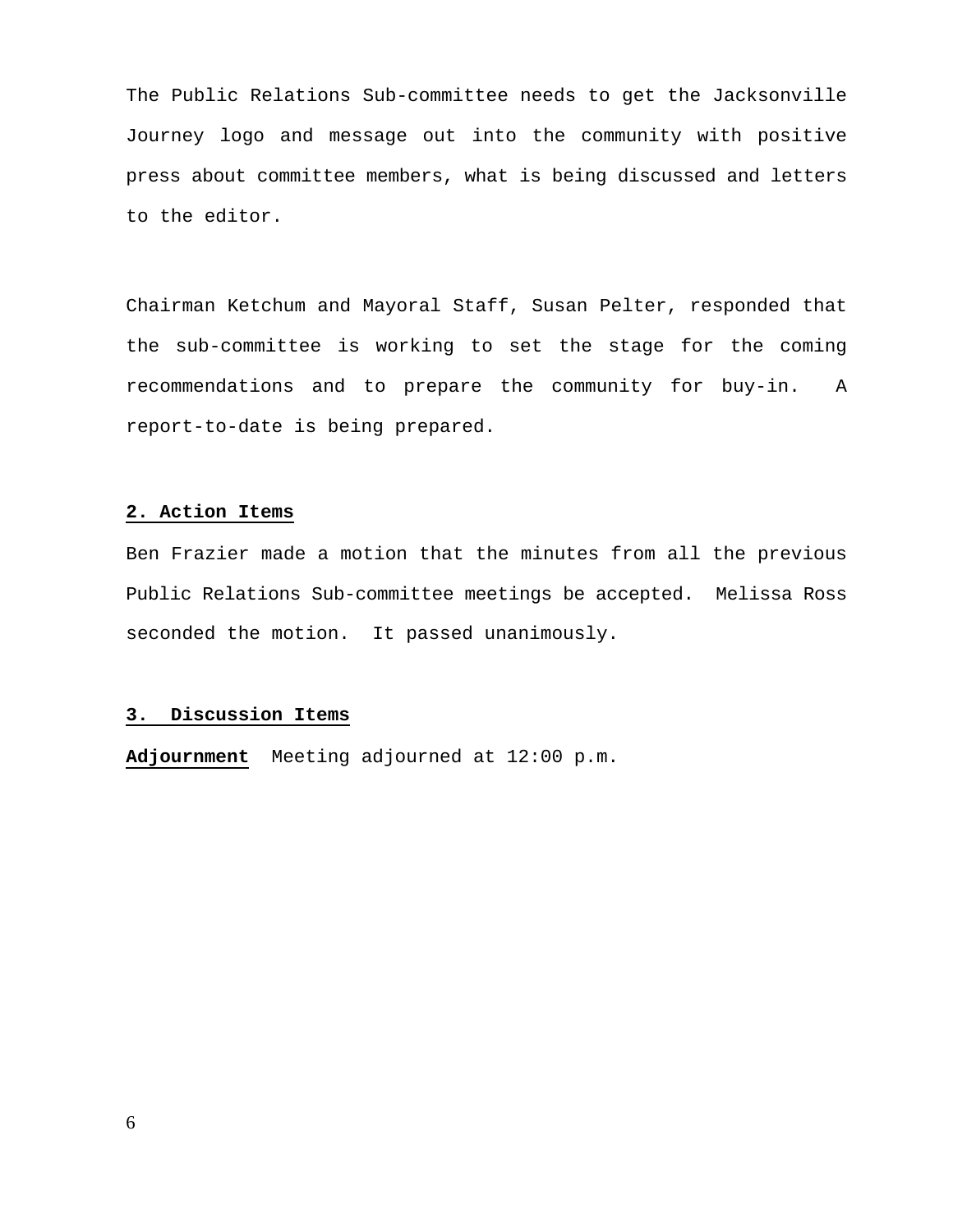The Public Relations Sub-committee needs to get the Jacksonville Journey logo and message out into the community with positive press about committee members, what is being discussed and letters to the editor.

Chairman Ketchum and Mayoral Staff, Susan Pelter, responded that the sub-committee is working to set the stage for the coming recommendations and to prepare the community for buy-in. A report-to-date is being prepared.

**2. Action Items**

Ben Frazier made a motion that the minutes from all the previous Public Relations Sub-committee meetings be accepted. Melissa Ross seconded the motion. It passed unanimously.

**3. Discussion Items**

**Adjournment** Meeting adjourned at 12:00 p.m.